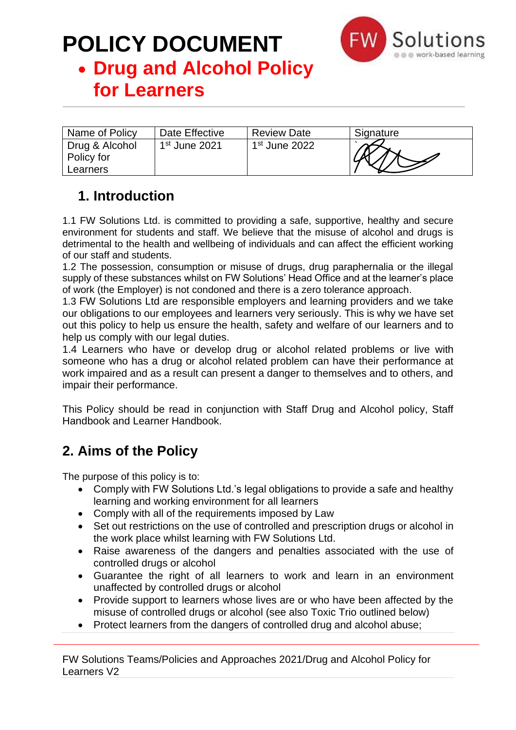# POLICY DOCUMENT

- **Drug and Alcohol Policy for Learners**

| Name of Policy | Date Effective | Review Date | Signature |
|---|---|---|---|
| Drug & Alcohol Policy for Learners | 1st June 2021 | 1st June 2022 | |

## 1. Introduction

1.1 FW Solutions Ltd. is committed to providing a safe, supportive, healthy and secure environment for students and staff. We believe that the misuse of alcohol and drugs is detrimental to the health and wellbeing of individuals and can affect the efficient working of our staff and students.
1.2 The possession, consumption or misuse of drugs, drug paraphernalia or the illegal supply of these substances whilst on FW Solutions' Head Office and at the learner's place of work (the Employer) is not condoned and there is a zero tolerance approach.
1.3 FW Solutions Ltd are responsible employers and learning providers and we take our obligations to our employees and learners very seriously. This is why we have set out this policy to help us ensure the health, safety and welfare of our learners and to help us comply with our legal duties.
1.4 Learners who have or develop drug or alcohol related problems or live with someone who has a drug or alcohol related problem can have their performance at work impaired and as a result can present a danger to themselves and to others, and impair their performance.

This Policy should be read in conjunction with Staff Drug and Alcohol policy, Staff Handbook and Learner Handbook.

## 2. Aims of the Policy

The purpose of this policy is to:

- Comply with FW Solutions Ltd.'s legal obligations to provide a safe and healthy learning and working environment for all learners
- Comply with all of the requirements imposed by Law
- Set out restrictions on the use of controlled and prescription drugs or alcohol in the work place whilst learning with FW Solutions Ltd.
- Raise awareness of the dangers and penalties associated with the use of controlled drugs or alcohol
- Guarantee the right of all learners to work and learn in an environment unaffected by controlled drugs or alcohol
- Provide support to learners whose lives are or who have been affected by the misuse of controlled drugs or alcohol (see also Toxic Trio outlined below)
- Protect learners from the dangers of controlled drug and alcohol abuse;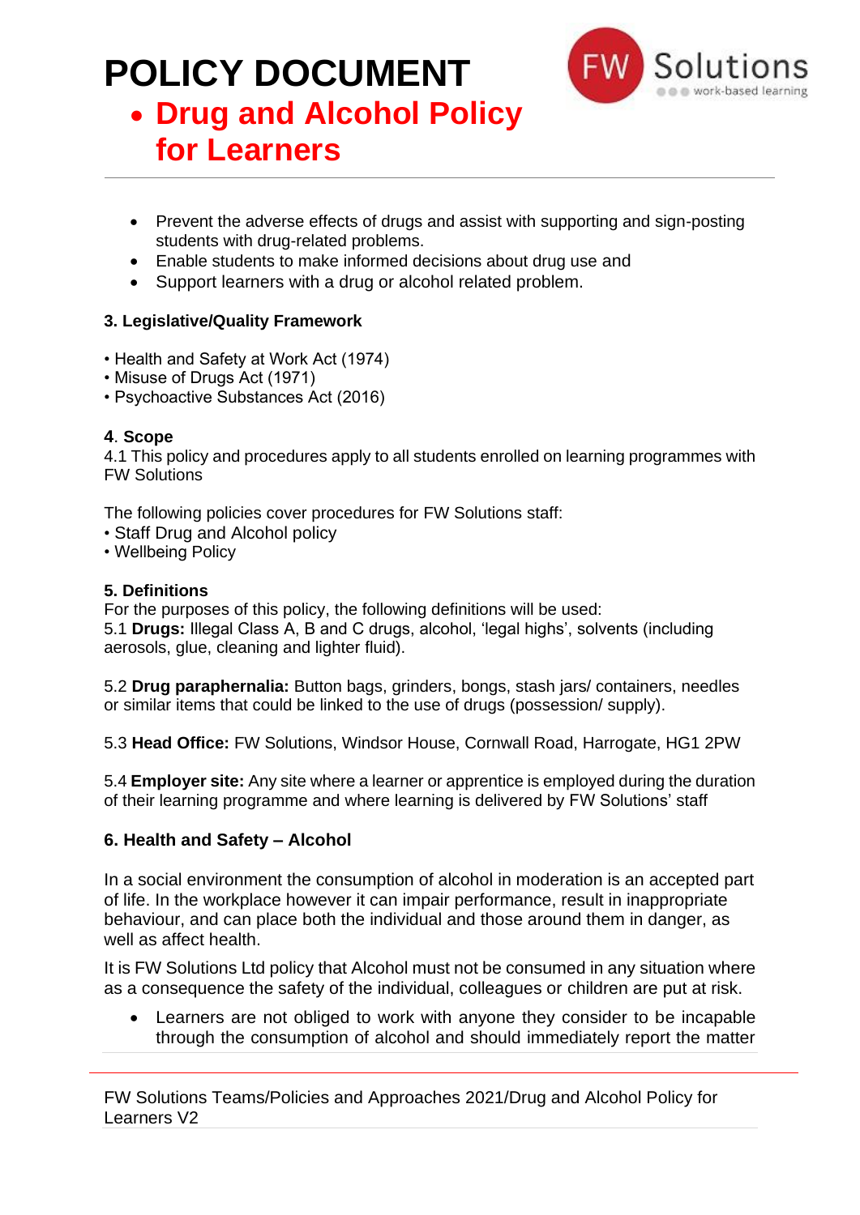- Prevent the adverse effects of drugs and assist with supporting and sign-posting students with drug-related problems.
- Enable students to make informed decisions about drug use and
- Support learners with a drug or alcohol related problem.

### 3. Legislative/Quality Framework

- Health and Safety at Work Act (1974)
- Misuse of Drugs Act (1971)
- Psychoactive Substances Act (2016)

### 4. Scope

4.1 This policy and procedures apply to all students enrolled on learning programmes with FW Solutions

The following policies cover procedures for FW Solutions staff:

- Staff Drug and Alcohol policy
- Wellbeing Policy

### 5. Definitions

For the purposes of this policy, the following definitions will be used:

5.1 **Drugs:** Illegal Class A, B and C drugs, alcohol, 'legal highs', solvents (including aerosols, glue, cleaning and lighter fluid).

5.2 **Drug paraphernalia:** Button bags, grinders, bongs, stash jars/ containers, needles or similar items that could be linked to the use of drugs (possession/ supply).

5.3 **Head Office:** FW Solutions, Windsor House, Cornwall Road, Harrogate, HG1 2PW

5.4 **Employer site:** Any site where a learner or apprentice is employed during the duration of their learning programme and where learning is delivered by FW Solutions' staff

### 6. Health and Safety – Alcohol

In a social environment the consumption of alcohol in moderation is an accepted part of life. In the workplace however it can impair performance, result in inappropriate behaviour, and can place both the individual and those around them in danger, as well as affect health.

It is FW Solutions Ltd policy that Alcohol must not be consumed in any situation where as a consequence the safety of the individual, colleagues or children are put at risk.

- Learners are not obliged to work with anyone they consider to be incapable through the consumption of alcohol and should immediately report the matter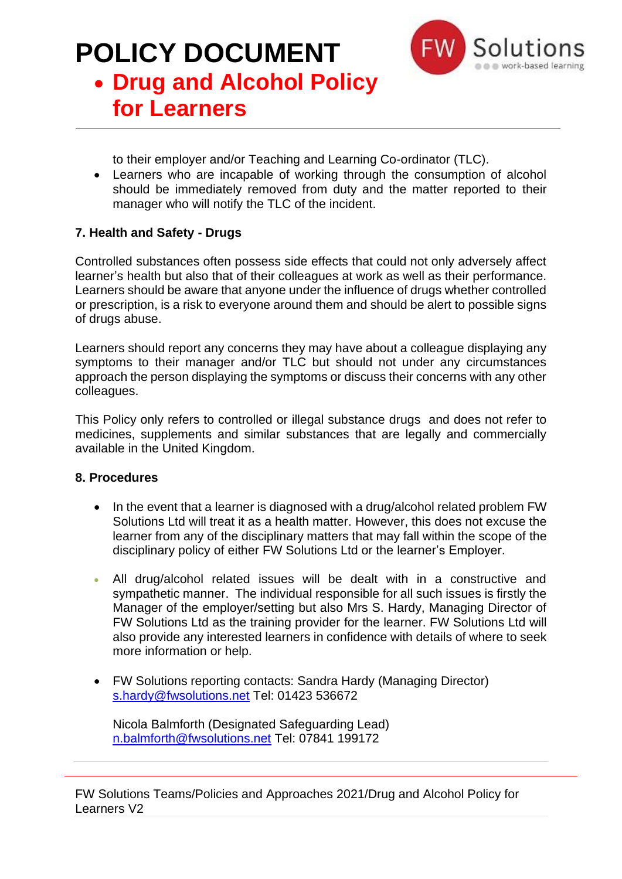to their employer and/or Teaching and Learning Co-ordinator (TLC).

- Learners who are incapable of working through the consumption of alcohol should be immediately removed from duty and the matter reported to their manager who will notify the TLC of the incident.

**7. Health and Safety - Drugs**

Controlled substances often possess side effects that could not only adversely affect learner's health but also that of their colleagues at work as well as their performance. Learners should be aware that anyone under the influence of drugs whether controlled or prescription, is a risk to everyone around them and should be alert to possible signs of drugs abuse.

Learners should report any concerns they may have about a colleague displaying any symptoms to their manager and/or TLC but should not under any circumstances approach the person displaying the symptoms or discuss their concerns with any other colleagues.

This Policy only refers to controlled or illegal substance drugs and does not refer to medicines, supplements and similar substances that are legally and commercially available in the United Kingdom.

**8. Procedures**

- In the event that a learner is diagnosed with a drug/alcohol related problem FW Solutions Ltd will treat it as a health matter. However, this does not excuse the learner from any of the disciplinary matters that may fall within the scope of the disciplinary policy of either FW Solutions Ltd or the learner's Employer.

- All drug/alcohol related issues will be dealt with in a constructive and sympathetic manner. The individual responsible for all such issues is firstly the Manager of the employer/setting but also Mrs S. Hardy, Managing Director of FW Solutions Ltd as the training provider for the learner. FW Solutions Ltd will also provide any interested learners in confidence with details of where to seek more information or help.

- FW Solutions reporting contacts: Sandra Hardy (Managing Director) s.hardy@fwsolutions.net Tel: 01423 536672

  Nicola Balmforth (Designated Safeguarding Lead) n.balmforth@fwsolutions.net Tel: 07841 199172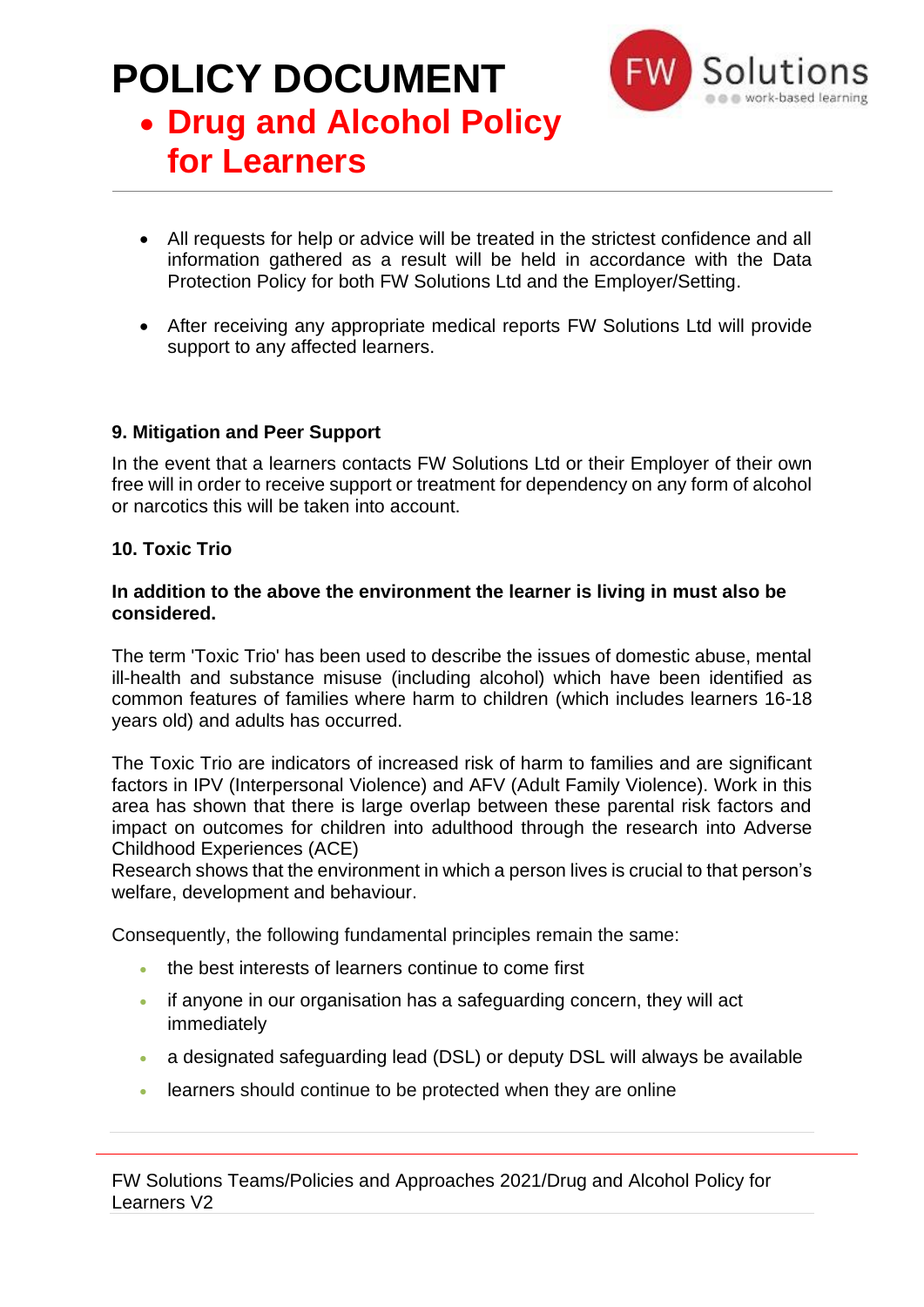- All requests for help or advice will be treated in the strictest confidence and all information gathered as a result will be held in accordance with the Data Protection Policy for both FW Solutions Ltd and the Employer/Setting.

- After receiving any appropriate medical reports FW Solutions Ltd will provide support to any affected learners.

### 9. Mitigation and Peer Support

In the event that a learners contacts FW Solutions Ltd or their Employer of their own free will in order to receive support or treatment for dependency on any form of alcohol or narcotics this will be taken into account.

### 10. Toxic Trio

**In addition to the above the environment the learner is living in must also be considered.**

The term 'Toxic Trio' has been used to describe the issues of domestic abuse, mental ill-health and substance misuse (including alcohol) which have been identified as common features of families where harm to children (which includes learners 16-18 years old) and adults has occurred.

The Toxic Trio are indicators of increased risk of harm to families and are significant factors in IPV (Interpersonal Violence) and AFV (Adult Family Violence). Work in this area has shown that there is large overlap between these parental risk factors and impact on outcomes for children into adulthood through the research into Adverse Childhood Experiences (ACE)
Research shows that the environment in which a person lives is crucial to that person's welfare, development and behaviour.

Consequently, the following fundamental principles remain the same:

- the best interests of learners continue to come first
- if anyone in our organisation has a safeguarding concern, they will act immediately
- a designated safeguarding lead (DSL) or deputy DSL will always be available
- learners should continue to be protected when they are online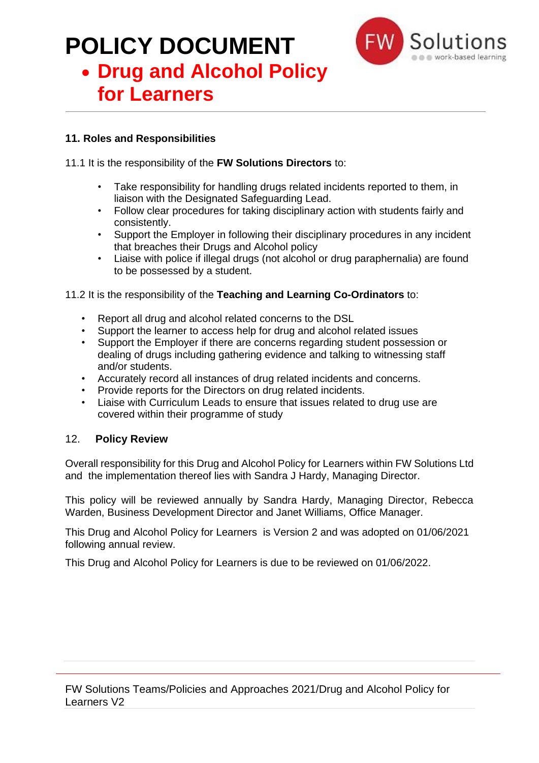## 11. Roles and Responsibilities

11.1 It is the responsibility of the **FW Solutions Directors** to:

- Take responsibility for handling drugs related incidents reported to them, in liaison with the Designated Safeguarding Lead.
- Follow clear procedures for taking disciplinary action with students fairly and consistently.
- Support the Employer in following their disciplinary procedures in any incident that breaches their Drugs and Alcohol policy
- Liaise with police if illegal drugs (not alcohol or drug paraphernalia) are found to be possessed by a student.

11.2 It is the responsibility of the **Teaching and Learning Co-Ordinators** to:

- Report all drug and alcohol related concerns to the DSL
- Support the learner to access help for drug and alcohol related issues
- Support the Employer if there are concerns regarding student possession or dealing of drugs including gathering evidence and talking to witnessing staff and/or students.
- Accurately record all instances of drug related incidents and concerns.
- Provide reports for the Directors on drug related incidents.
- Liaise with Curriculum Leads to ensure that issues related to drug use are covered within their programme of study

## 12. Policy Review

Overall responsibility for this Drug and Alcohol Policy for Learners within FW Solutions Ltd and the implementation thereof lies with Sandra J Hardy, Managing Director.

This policy will be reviewed annually by Sandra Hardy, Managing Director, Rebecca Warden, Business Development Director and Janet Williams, Office Manager.

This Drug and Alcohol Policy for Learners is Version 2 and was adopted on 01/06/2021 following annual review.

This Drug and Alcohol Policy for Learners is due to be reviewed on 01/06/2022.